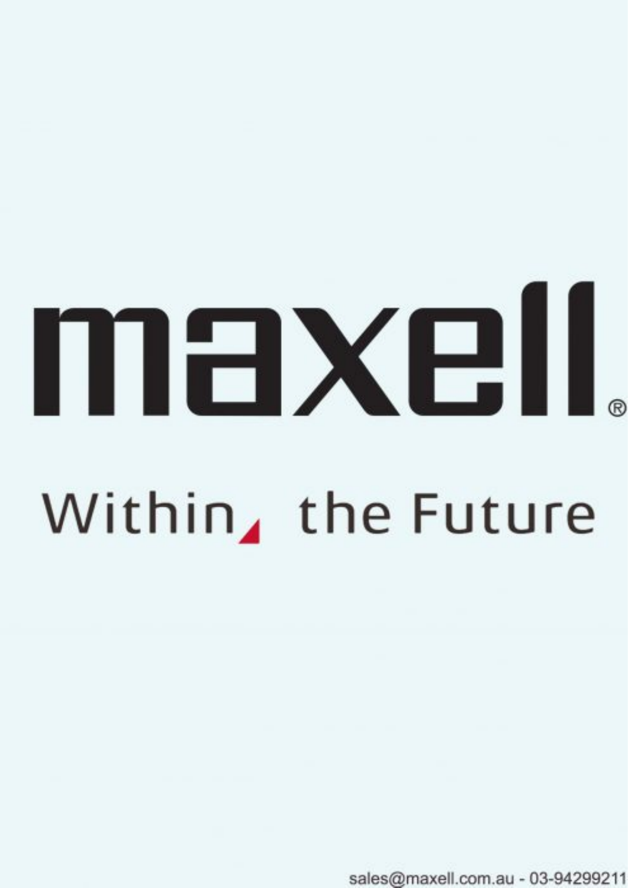# maxell®

Within the Future

sales@maxell.com.au - 03-94299211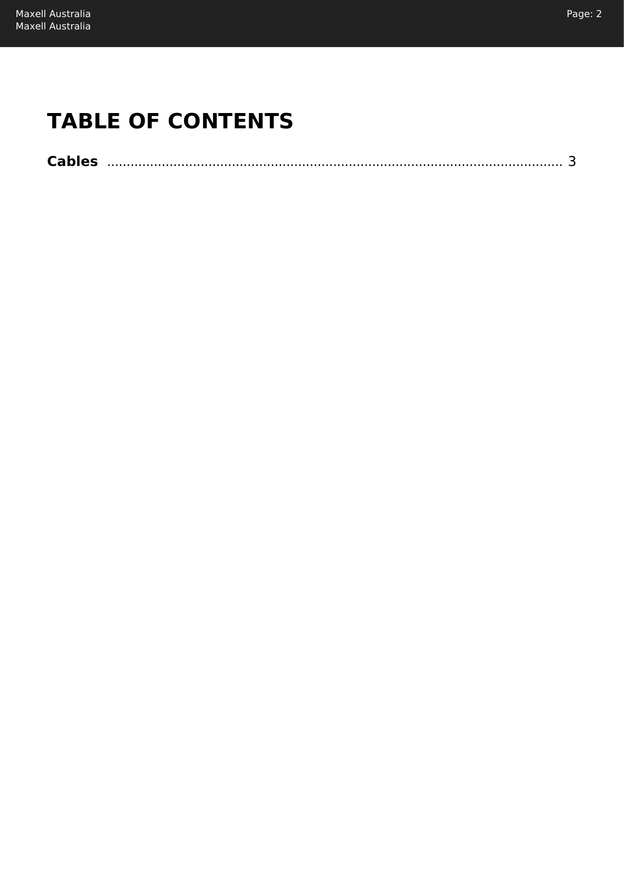# TABLE OF CONTENTS

**Cables** ........................................................................................................................ 3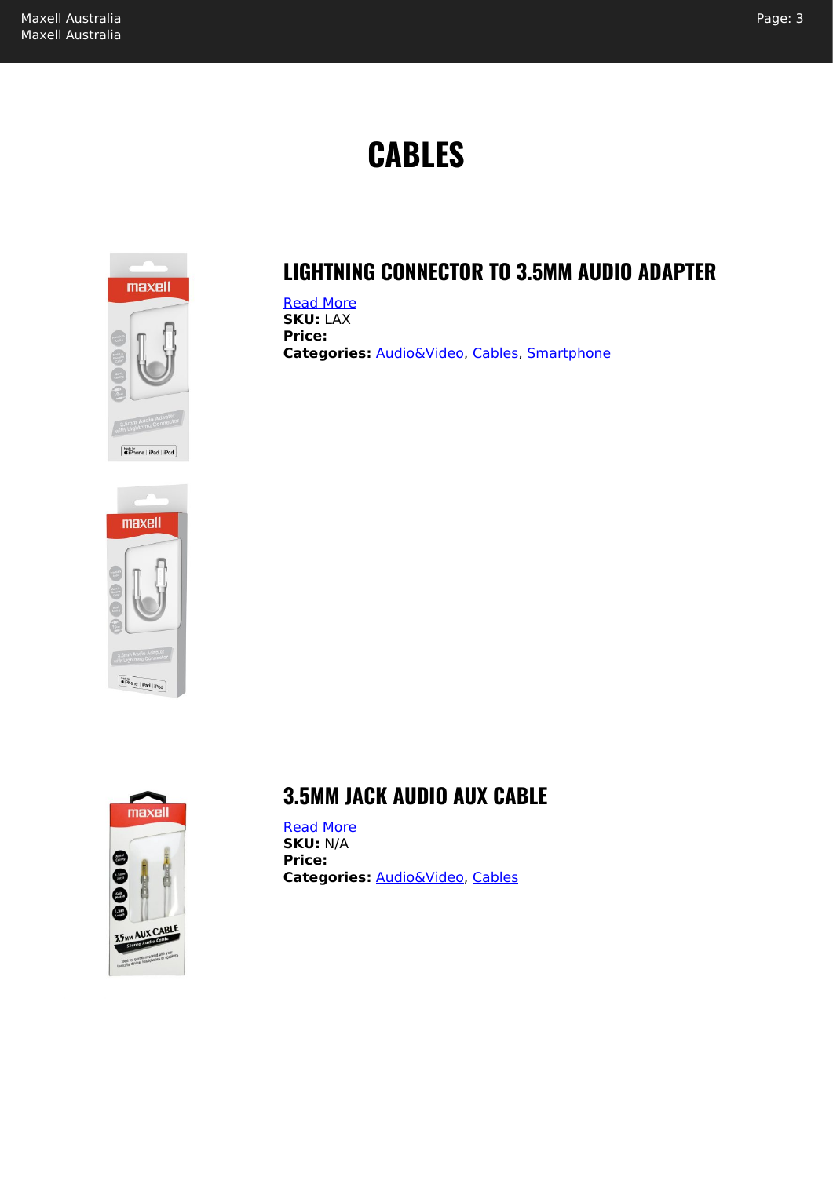# CABLES

## LIGHTNING CONNECTOR TO 3.5MM AUDIO ADAPTER

Read More
**SKU:** LAX
**Price:**
**Categories:** Audio&Video, Cables, Smartphone

## 3.5MM JACK AUDIO AUX CABLE

Read More
**SKU:** N/A
**Price:**
**Categories:** Audio&Video, Cables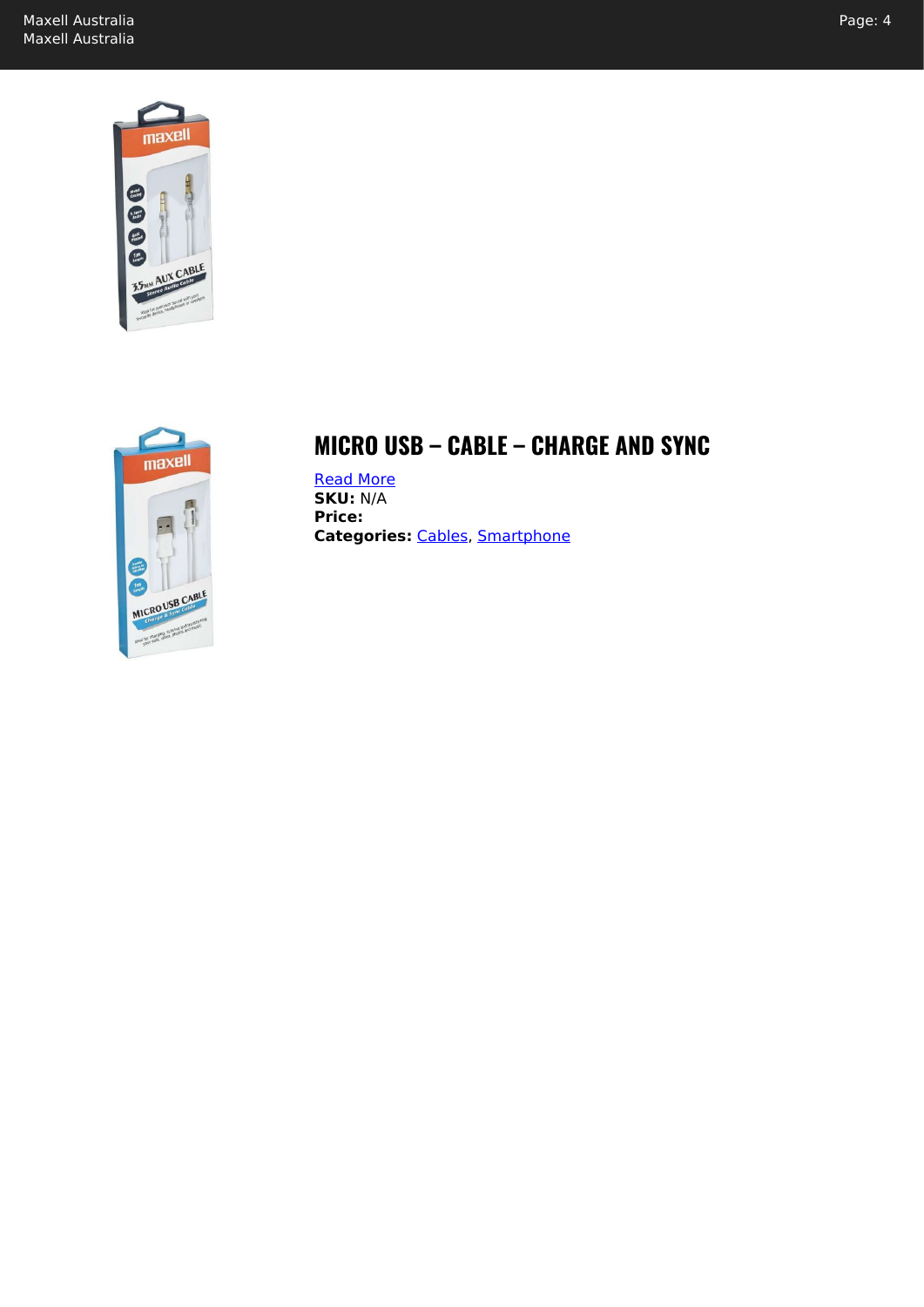## MICRO USB – CABLE – CHARGE AND SYNC

[Read More](#)
**SKU:** N/A
**Price:**
**Categories:** [Cables](#), [Smartphone](#)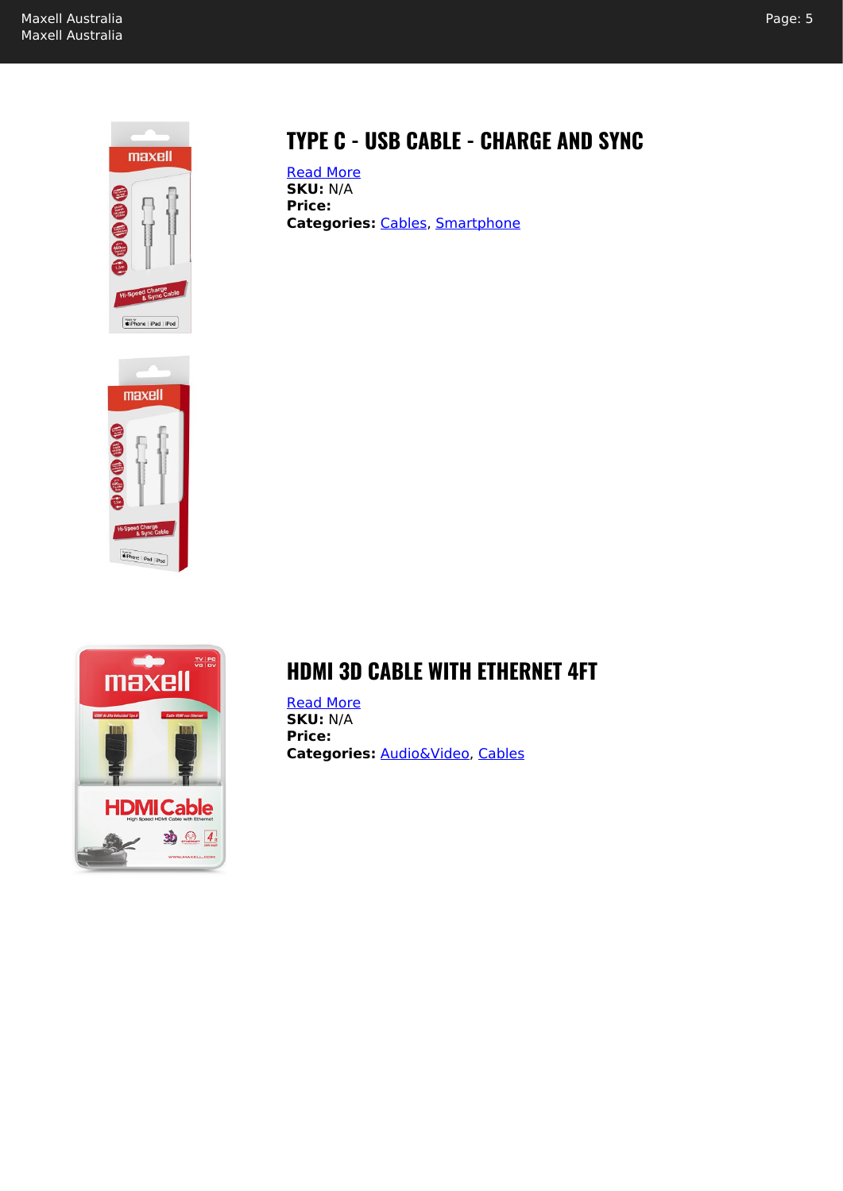## TYPE C - USB CABLE - CHARGE AND SYNC

Read More
**SKU:** N/A
**Price:**
**Categories:** Cables, Smartphone

## HDMI 3D CABLE WITH ETHERNET 4FT

Read More
**SKU:** N/A
**Price:**
**Categories:** Audio&Video, Cables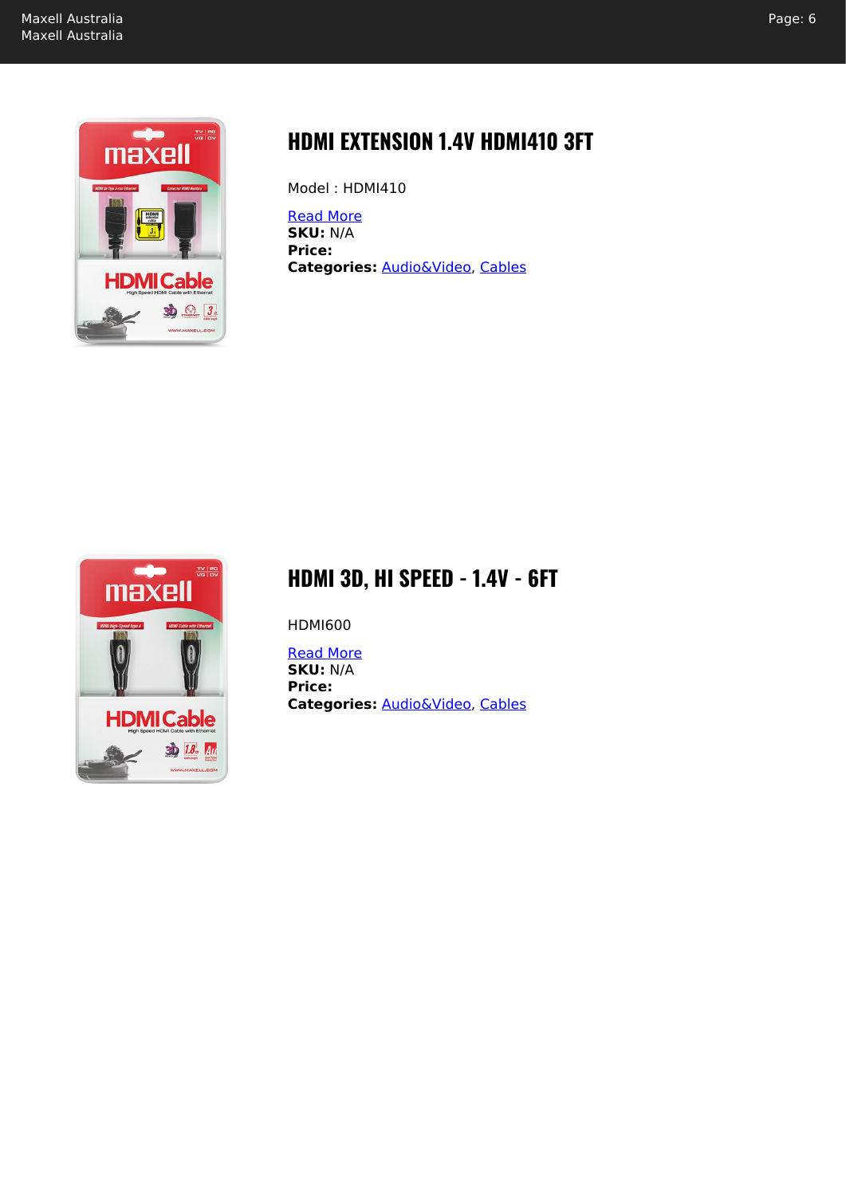## HDMI EXTENSION 1.4V HDMI410 3FT

Model : HDMI410

Read More
**SKU:** N/A
**Price:**
**Categories:** Audio&Video, Cables

## HDMI 3D, HI SPEED - 1.4V - 6FT

HDMI600

Read More
**SKU:** N/A
**Price:**
**Categories:** Audio&Video, Cables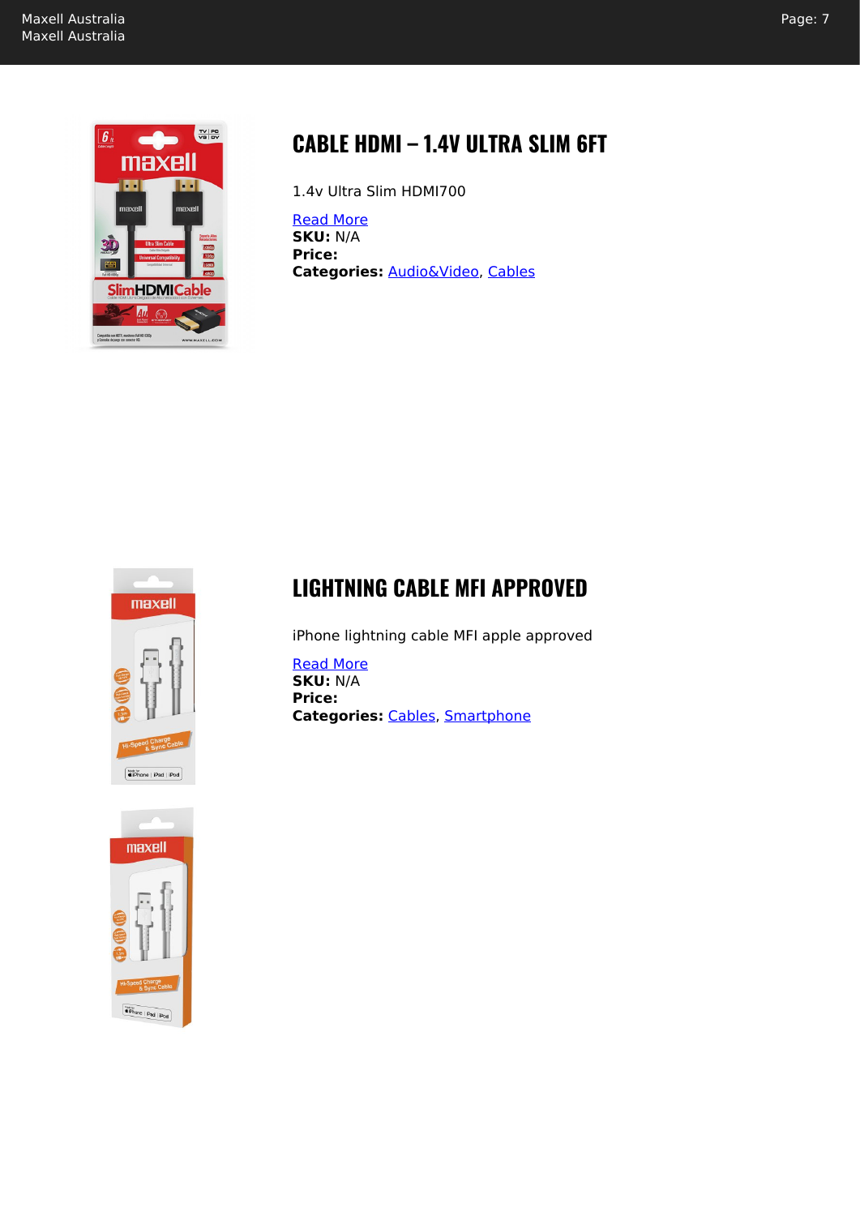## CABLE HDMI – 1.4V ULTRA SLIM 6FT

1.4v Ultra Slim HDMI700

Read More
**SKU:** N/A
**Price:**
**Categories:** Audio&Video, Cables

## LIGHTNING CABLE MFI APPROVED

iPhone lightning cable MFI apple approved

Read More
**SKU:** N/A
**Price:**
**Categories:** Cables, Smartphone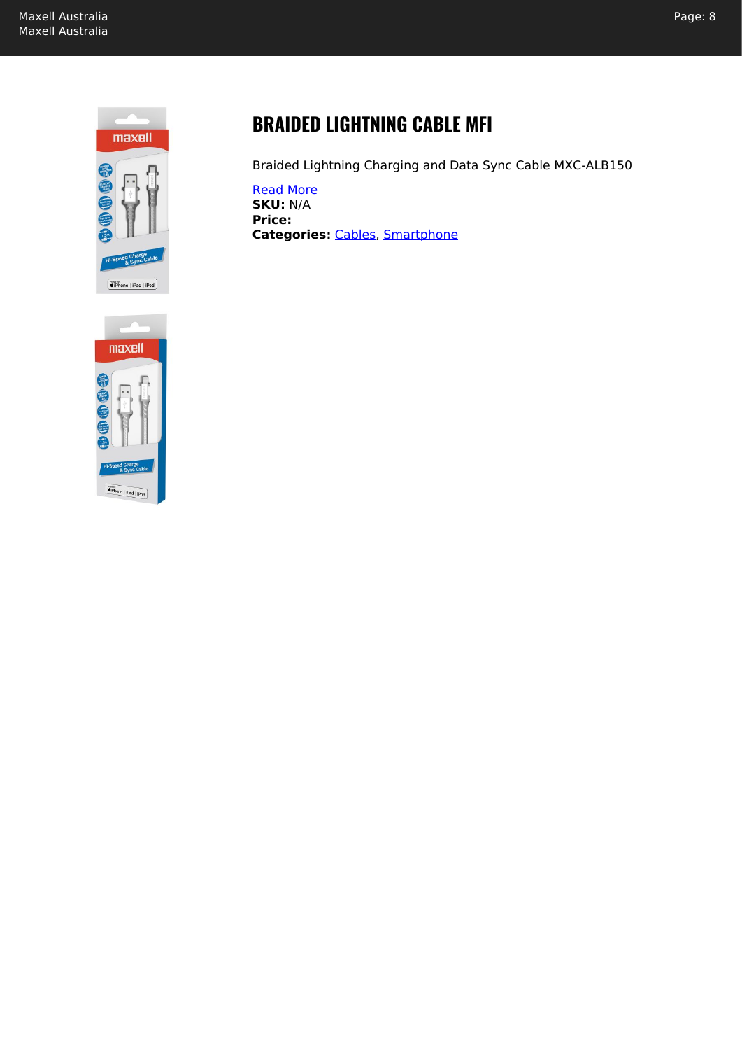# BRAIDED LIGHTNING CABLE MFI

Braided Lightning Charging and Data Sync Cable MXC-ALB150

Read More
**SKU:** N/A
**Price:**
**Categories:** Cables, Smartphone